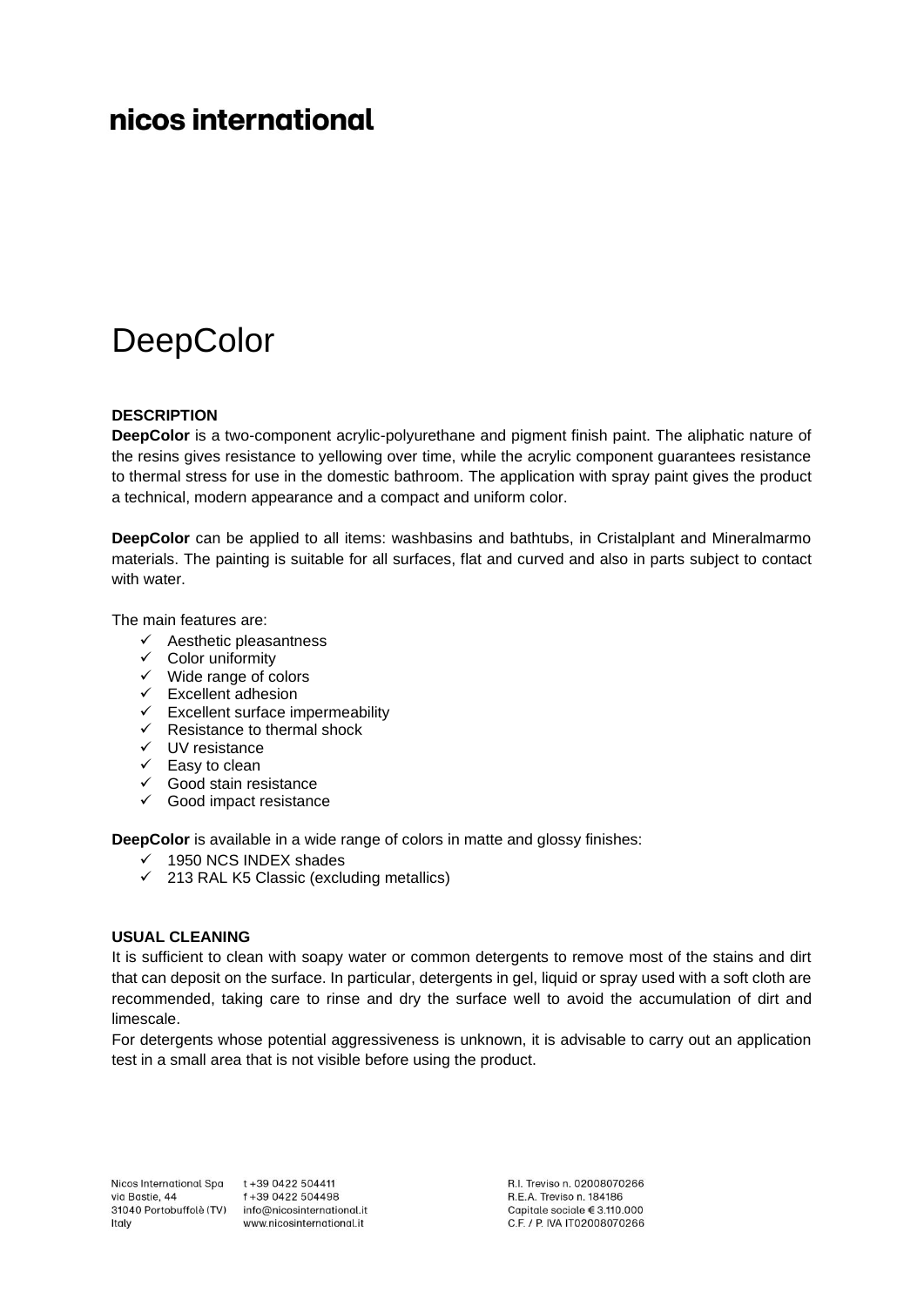nicos international

# DeepColor

**DESCRIPTION**

**DeepColor** is a two-component acrylic-polyurethane and pigment finish paint. The aliphatic nature of the resins gives resistance to yellowing over time, while the acrylic component guarantees resistance to thermal stress for use in the domestic bathroom. The application with spray paint gives the product a technical, modern appearance and a compact and uniform color.

**DeepColor** can be applied to all items: washbasins and bathtubs, in Cristalplant and Mineralmarmo materials. The painting is suitable for all surfaces, flat and curved and also in parts subject to contact with water.

The main features are:

- ✓ Aesthetic pleasantness
- ✓ Color uniformity
- ✓ Wide range of colors
- ✓ Excellent adhesion
- ✓ Excellent surface impermeability
- ✓ Resistance to thermal shock
- ✓ UV resistance
- ✓ Easy to clean
- ✓ Good stain resistance
- ✓ Good impact resistance

**DeepColor** is available in a wide range of colors in matte and glossy finishes:

- ✓ 1950 NCS INDEX shades
- ✓ 213 RAL K5 Classic (excluding metallics)

**USUAL CLEANING**

It is sufficient to clean with soapy water or common detergents to remove most of the stains and dirt that can deposit on the surface. In particular, detergents in gel, liquid or spray used with a soft cloth are recommended, taking care to rinse and dry the surface well to avoid the accumulation of dirt and limescale.

For detergents whose potential aggressiveness is unknown, it is advisable to carry out an application test in a small area that is not visible before using the product.

Nicos International Spa
via Bastie, 44
31040 Portobuffolè (TV)
Italy

t +39 0422 504411
f +39 0422 504498
info@nicosinternational.it
www.nicosinternational.it

R.I. Treviso n. 02008070266
R.E.A. Treviso n. 184186
Capitale sociale € 3.110.000
C.F. / P. IVA IT02008070266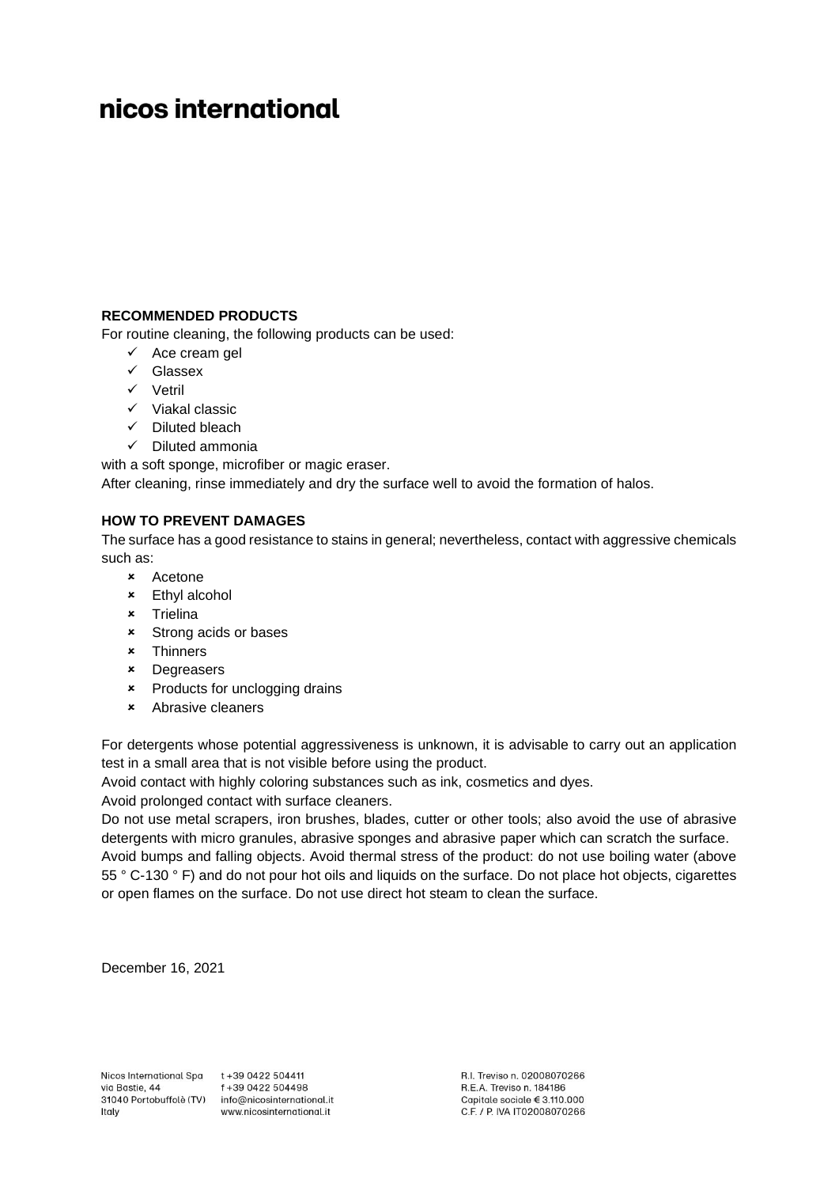**RECOMMENDED PRODUCTS**

For routine cleaning, the following products can be used:

- ✓ Ace cream gel
- ✓ Glassex
- ✓ Vetril
- ✓ Viakal classic
- ✓ Diluted bleach
- ✓ Diluted ammonia

with a soft sponge, microfiber or magic eraser.

After cleaning, rinse immediately and dry the surface well to avoid the formation of halos.

**HOW TO PREVENT DAMAGES**

The surface has a good resistance to stains in general; nevertheless, contact with aggressive chemicals such as:

- × Acetone
- × Ethyl alcohol
- × Trielina
- × Strong acids or bases
- × Thinners
- × Degreasers
- × Products for unclogging drains
- × Abrasive cleaners

For detergents whose potential aggressiveness is unknown, it is advisable to carry out an application test in a small area that is not visible before using the product.

Avoid contact with highly coloring substances such as ink, cosmetics and dyes.

Avoid prolonged contact with surface cleaners.

Do not use metal scrapers, iron brushes, blades, cutter or other tools; also avoid the use of abrasive detergents with micro granules, abrasive sponges and abrasive paper which can scratch the surface.

Avoid bumps and falling objects. Avoid thermal stress of the product: do not use boiling water (above 55 ° C-130 ° F) and do not pour hot oils and liquids on the surface. Do not place hot objects, cigarettes or open flames on the surface. Do not use direct hot steam to clean the surface.

December 16, 2021